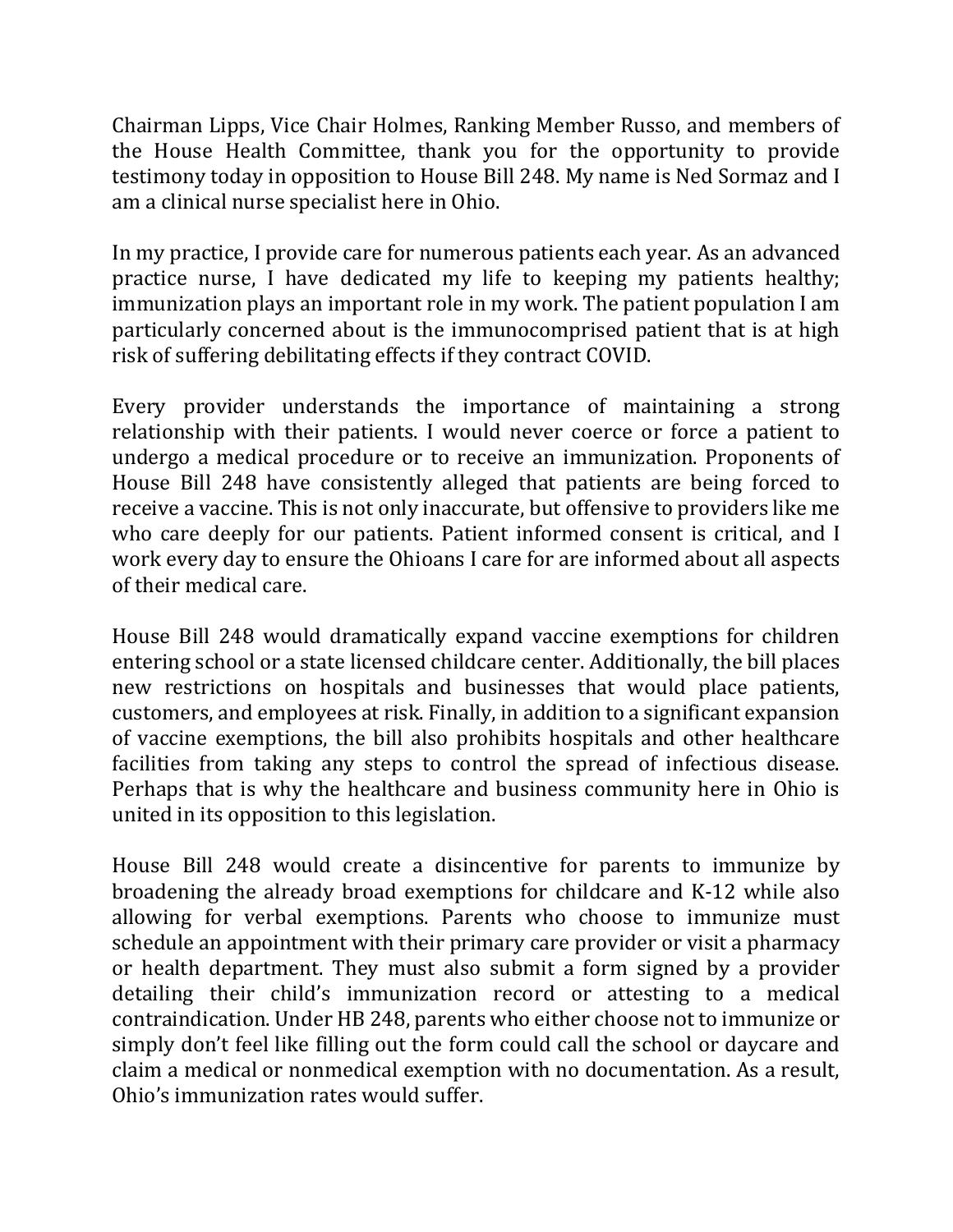Chairman Lipps, Vice Chair Holmes, Ranking Member Russo, and members of the House Health Committee, thank you for the opportunity to provide testimony today in opposition to House Bill 248. My name is Ned Sormaz and I am a clinical nurse specialist here in Ohio.

In my practice, I provide care for numerous patients each year. As an advanced practice nurse, I have dedicated my life to keeping my patients healthy; immunization plays an important role in my work. The patient population I am particularly concerned about is the immunocomprised patient that is at high risk of suffering debilitating effects if they contract COVID.

Every provider understands the importance of maintaining a strong relationship with their patients. I would never coerce or force a patient to undergo a medical procedure or to receive an immunization. Proponents of House Bill 248 have consistently alleged that patients are being forced to receive a vaccine. This is not only inaccurate, but offensive to providers like me who care deeply for our patients. Patient informed consent is critical, and I work every day to ensure the Ohioans I care for are informed about all aspects of their medical care.

House Bill 248 would dramatically expand vaccine exemptions for children entering school or a state licensed childcare center. Additionally, the bill places new restrictions on hospitals and businesses that would place patients, customers, and employees at risk. Finally, in addition to a significant expansion of vaccine exemptions, the bill also prohibits hospitals and other healthcare facilities from taking any steps to control the spread of infectious disease. Perhaps that is why the healthcare and business community here in Ohio is united in its opposition to this legislation.

House Bill 248 would create a disincentive for parents to immunize by broadening the already broad exemptions for childcare and K-12 while also allowing for verbal exemptions. Parents who choose to immunize must schedule an appointment with their primary care provider or visit a pharmacy or health department. They must also submit a form signed by a provider detailing their child's immunization record or attesting to a medical contraindication. Under HB 248, parents who either choose not to immunize or simply don't feel like filling out the form could call the school or daycare and claim a medical or nonmedical exemption with no documentation. As a result, Ohio's immunization rates would suffer.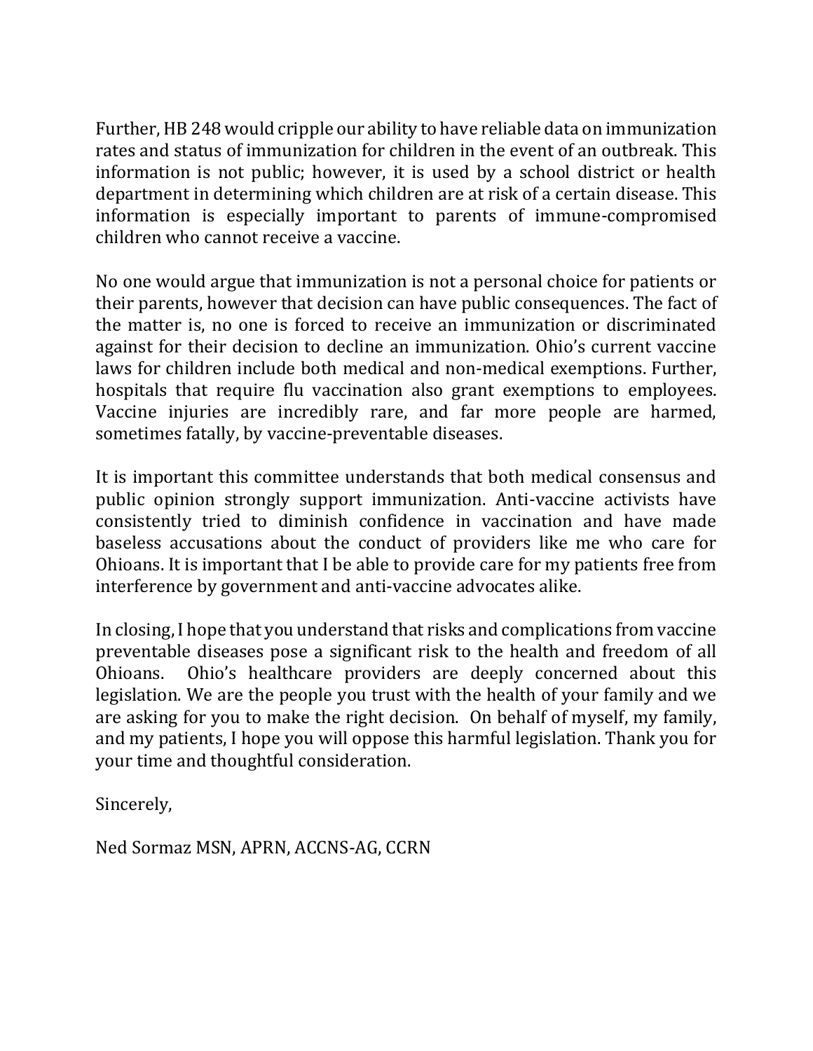Further, HB 248 would cripple our ability to have reliable data on immunization rates and status of immunization for children in the event of an outbreak. This information is not public; however, it is used by a school district or health department in determining which children are at risk of a certain disease. This information is especially important to parents of immune-compromised children who cannot receive a vaccine.

No one would argue that immunization is not a personal choice for patients or their parents, however that decision can have public consequences. The fact of the matter is, no one is forced to receive an immunization or discriminated against for their decision to decline an immunization. Ohio's current vaccine laws for children include both medical and non-medical exemptions. Further, hospitals that require flu vaccination also grant exemptions to employees. Vaccine injuries are incredibly rare, and far more people are harmed, sometimes fatally, by vaccine-preventable diseases.

It is important this committee understands that both medical consensus and public opinion strongly support immunization. Anti-vaccine activists have consistently tried to diminish confidence in vaccination and have made baseless accusations about the conduct of providers like me who care for Ohioans. It is important that I be able to provide care for my patients free from interference by government and anti-vaccine advocates alike.

In closing, I hope that you understand that risks and complications from vaccine preventable diseases pose a significant risk to the health and freedom of all Ohioans. Ohio's healthcare providers are deeply concerned about this legislation. We are the people you trust with the health of your family and we are asking for you to make the right decision. On behalf of myself, my family, and my patients, I hope you will oppose this harmful legislation. Thank you for your time and thoughtful consideration.

Sincerely,

Ned Sormaz MSN, APRN, ACCNS-AG, CCRN